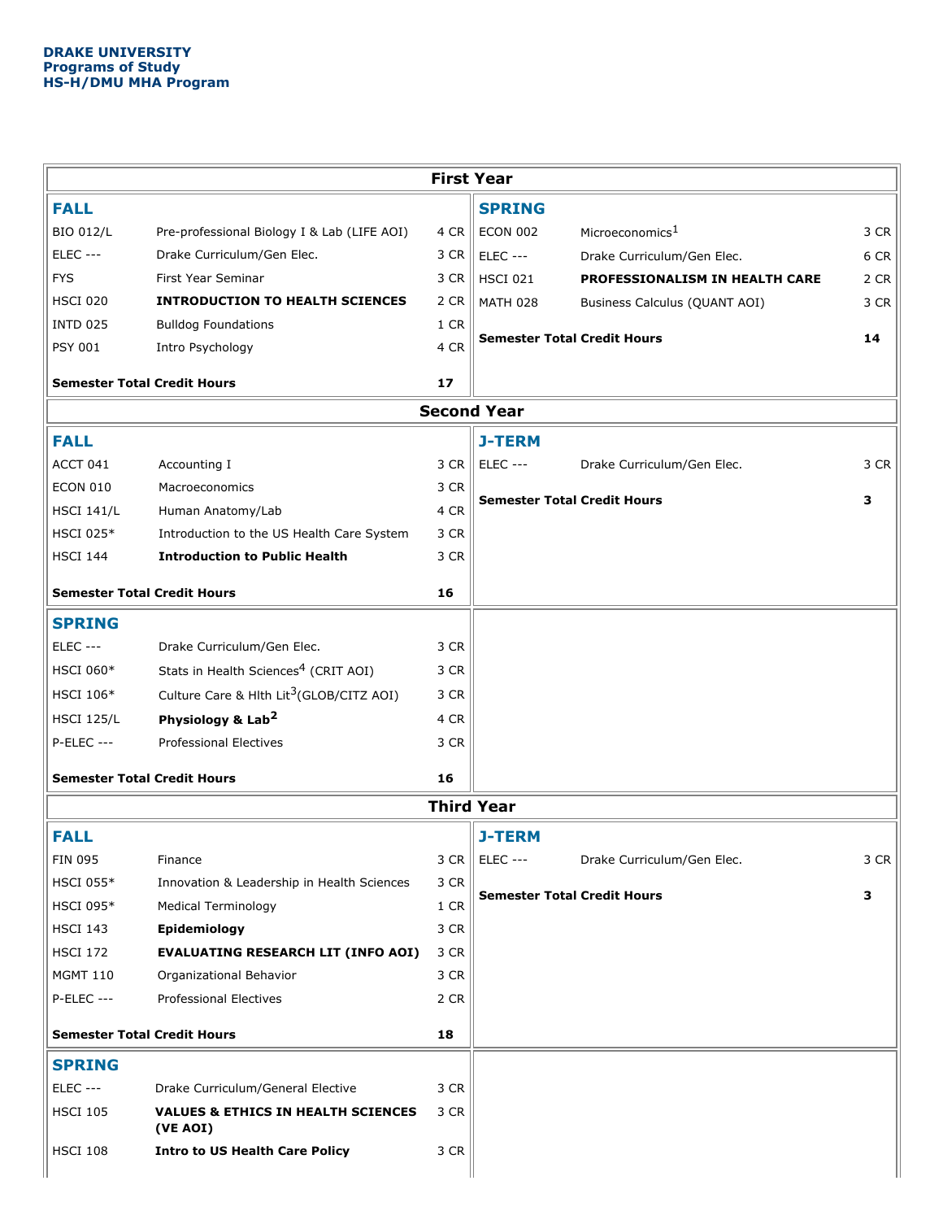**DRAKE UNIVERSITY**
**Programs of Study**
**HS-H/DMU MHA Program**

## First Year

### FALL

| Course | Title | Credits |
|---|---|---|
| BIO 012/L | Pre-professional Biology I & Lab (LIFE AOI) | 4 CR |
| ELEC --- | Drake Curriculum/Gen Elec. | 3 CR |
| FYS | First Year Seminar | 3 CR |
| HSCI 020 | **INTRODUCTION TO HEALTH SCIENCES** | 2 CR |
| INTD 025 | Bulldog Foundations | 1 CR |
| PSY 001 | Intro Psychology | 4 CR |
| **Semester Total Credit Hours** | | **17** |

### SPRING

| Course | Title | Credits |
|---|---|---|
| ECON 002 | Microeconomics[1] | 3 CR |
| ELEC --- | Drake Curriculum/Gen Elec. | 6 CR |
| HSCI 021 | **PROFESSIONALISM IN HEALTH CARE** | 2 CR |
| MATH 028 | Business Calculus (QUANT AOI) | 3 CR |
| **Semester Total Credit Hours** | | **14** |

## Second Year

### FALL

| Course | Title | Credits |
|---|---|---|
| ACCT 041 | Accounting I | 3 CR |
| ECON 010 | Macroeconomics | 3 CR |
| HSCI 141/L | Human Anatomy/Lab | 4 CR |
| HSCI 025* | Introduction to the US Health Care System | 3 CR |
| HSCI 144 | **Introduction to Public Health** | 3 CR |
| **Semester Total Credit Hours** | | **16** |

### J-TERM

| Course | Title | Credits |
|---|---|---|
| ELEC --- | Drake Curriculum/Gen Elec. | 3 CR |
| **Semester Total Credit Hours** | | **3** |

### SPRING

| Course | Title | Credits |
|---|---|---|
| ELEC --- | Drake Curriculum/Gen Elec. | 3 CR |
| HSCI 060* | Stats in Health Sciences[4] (CRIT AOI) | 3 CR |
| HSCI 106* | Culture Care & Hlth Lit[3](GLOB/CITZ AOI) | 3 CR |
| HSCI 125/L | **Physiology & Lab[2]** | 4 CR |
| P-ELEC --- | Professional Electives | 3 CR |
| **Semester Total Credit Hours** | | **16** |

## Third Year

### FALL

| Course | Title | Credits |
|---|---|---|
| FIN 095 | Finance | 3 CR |
| HSCI 055* | Innovation & Leadership in Health Sciences | 3 CR |
| HSCI 095* | Medical Terminology | 1 CR |
| HSCI 143 | **Epidemiology** | 3 CR |
| HSCI 172 | **EVALUATING RESEARCH LIT (INFO AOI)** | 3 CR |
| MGMT 110 | Organizational Behavior | 3 CR |
| P-ELEC --- | Professional Electives | 2 CR |
| **Semester Total Credit Hours** | | **18** |

### J-TERM

| Course | Title | Credits |
|---|---|---|
| ELEC --- | Drake Curriculum/Gen Elec. | 3 CR |
| **Semester Total Credit Hours** | | **3** |

### SPRING

| Course | Title | Credits |
|---|---|---|
| ELEC --- | Drake Curriculum/General Elective | 3 CR |
| HSCI 105 | **VALUES & ETHICS IN HEALTH SCIENCES (VE AOI)** | 3 CR |
| HSCI 108 | **Intro to US Health Care Policy** | 3 CR |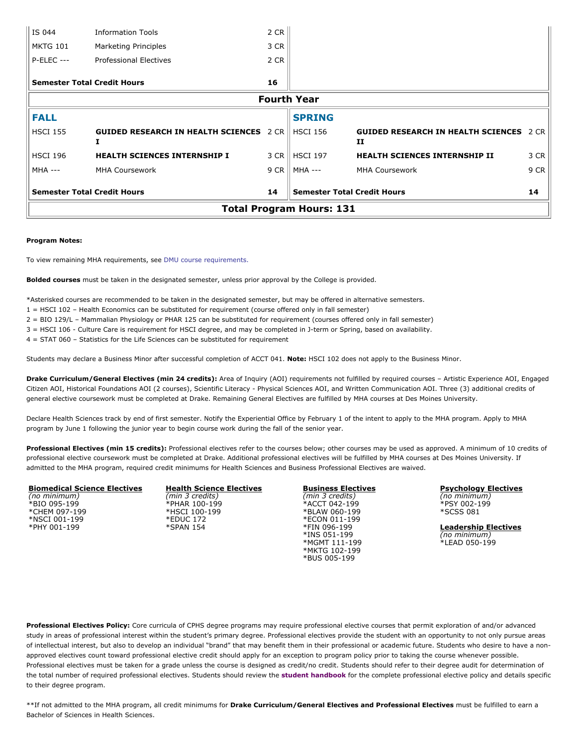| | | | | | |
|---|---|---|---|---|---|
| IS 044 | Information Tools | 2 CR | | | |
| MKTG 101 | Marketing Principles | 3 CR | | | |
| P-ELEC --- | Professional Electives | 2 CR | | | |
| **Semester Total Credit Hours** | | **16** | | | |
| **Fourth Year** | | | | | |
| **FALL** | | | **SPRING** | | |
| HSCI 155 | **GUIDED RESEARCH IN HEALTH SCIENCES I** | 2 CR | HSCI 156 | **GUIDED RESEARCH IN HEALTH SCIENCES II** | 2 CR |
| HSCI 196 | **HEALTH SCIENCES INTERNSHIP I** | 3 CR | HSCI 197 | **HEALTH SCIENCES INTERNSHIP II** | 3 CR |
| MHA --- | MHA Coursework | 9 CR | MHA --- | MHA Coursework | 9 CR |
| **Semester Total Credit Hours** | | **14** | **Semester Total Credit Hours** | | **14** |
| **Total Program Hours: 131** | | | | | |

**Program Notes:**

To view remaining MHA requirements, see DMU course requirements.

**Bolded courses** must be taken in the designated semester, unless prior approval by the College is provided.

*Asterisked courses are recommended to be taken in the designated semester, but may be offered in alternative semesters.
1 = HSCI 102 – Health Economics can be substituted for requirement (course offered only in fall semester)
2 = BIO 129/L – Mammalian Physiology or PHAR 125 can be substituted for requirement (courses offered only in fall semester)
3 = HSCI 106 - Culture Care is requirement for HSCI degree, and may be completed in J-term or Spring, based on availability.
4 = STAT 060 – Statistics for the Life Sciences can be substituted for requirement

Students may declare a Business Minor after successful completion of ACCT 041. **Note:** HSCI 102 does not apply to the Business Minor.

**Drake Curriculum/General Electives (min 24 credits):** Area of Inquiry (AOI) requirements not fulfilled by required courses – Artistic Experience AOI, Engaged Citizen AOI, Historical Foundations AOI (2 courses), Scientific Literacy - Physical Sciences AOI, and Written Communication AOI. Three (3) additional credits of general elective coursework must be completed at Drake. Remaining General Electives are fulfilled by MHA courses at Des Moines University.

Declare Health Sciences track by end of first semester. Notify the Experiential Office by February 1 of the intent to apply to the MHA program. Apply to MHA program by June 1 following the junior year to begin course work during the fall of the senior year.

**Professional Electives (min 15 credits):** Professional electives refer to the courses below; other courses may be used as approved. A minimum of 10 credits of professional elective coursework must be completed at Drake. Additional professional electives will be fulfilled by MHA courses at Des Moines University. If admitted to the MHA program, required credit minimums for Health Sciences and Business Professional Electives are waived.

**Biomedical Science Electives**
*(no minimum)*
*BIO 095-199
*CHEM 097-199
*NSCI 001-199
*PHY 001-199

**Health Science Electives**
*(min 3 credits)*
*PHAR 100-199
*HSCI 100-199
*EDUC 172
*SPAN 154

**Business Electives**
*(min 3 credits)*
*ACCT 042-199
*BLAW 060-199
*ECON 011-199
*FIN 096-199
*INS 051-199
*MGMT 111-199
*MKTG 102-199
*BUS 005-199

**Psychology Electives**
*(no minimum)*
*PSY 002-199
*SCSS 081

**Leadership Electives**
*(no minimum)*
*LEAD 050-199

**Professional Electives Policy:** Core curricula of CPHS degree programs may require professional elective courses that permit exploration of and/or advanced study in areas of professional interest within the student's primary degree. Professional electives provide the student with an opportunity to not only pursue areas of intellectual interest, but also to develop an individual "brand" that may benefit them in their professional or academic future. Students who desire to have a non-approved electives count toward professional elective credit should apply for an exception to program policy prior to taking the course whenever possible. Professional electives must be taken for a grade unless the course is designed as credit/no credit. Students should refer to their degree audit for determination of the total number of required professional electives. Students should review the **student handbook** for the complete professional elective policy and details specific to their degree program.

**If not admitted to the MHA program, all credit minimums for **Drake Curriculum/General Electives and Professional Electives** must be fulfilled to earn a Bachelor of Sciences in Health Sciences.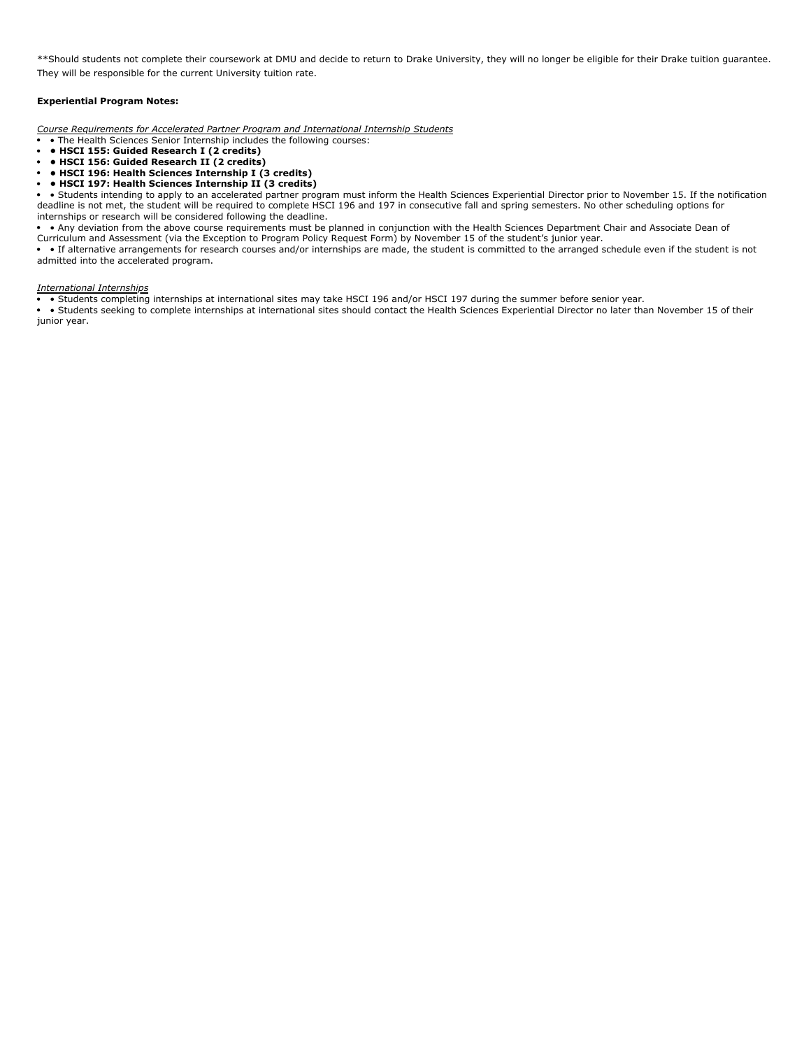**Should students not complete their coursework at DMU and decide to return to Drake University, they will no longer be eligible for their Drake tuition guarantee. They will be responsible for the current University tuition rate.

**Experiential Program Notes:**

*Course Requirements for Accelerated Partner Program and International Internship Students*

- • The Health Sciences Senior Internship includes the following courses:
- **● HSCI 155: Guided Research I (2 credits)**
- **● HSCI 156: Guided Research II (2 credits)**
- **● HSCI 196: Health Sciences Internship I (3 credits)**
- **● HSCI 197: Health Sciences Internship II (3 credits)**
- • Students intending to apply to an accelerated partner program must inform the Health Sciences Experiential Director prior to November 15. If the notification deadline is not met, the student will be required to complete HSCI 196 and 197 in consecutive fall and spring semesters. No other scheduling options for internships or research will be considered following the deadline.
- • Any deviation from the above course requirements must be planned in conjunction with the Health Sciences Department Chair and Associate Dean of Curriculum and Assessment (via the Exception to Program Policy Request Form) by November 15 of the student's junior year.
- • If alternative arrangements for research courses and/or internships are made, the student is committed to the arranged schedule even if the student is not admitted into the accelerated program.

*International Internships*

- • Students completing internships at international sites may take HSCI 196 and/or HSCI 197 during the summer before senior year.
- • Students seeking to complete internships at international sites should contact the Health Sciences Experiential Director no later than November 15 of their junior year.